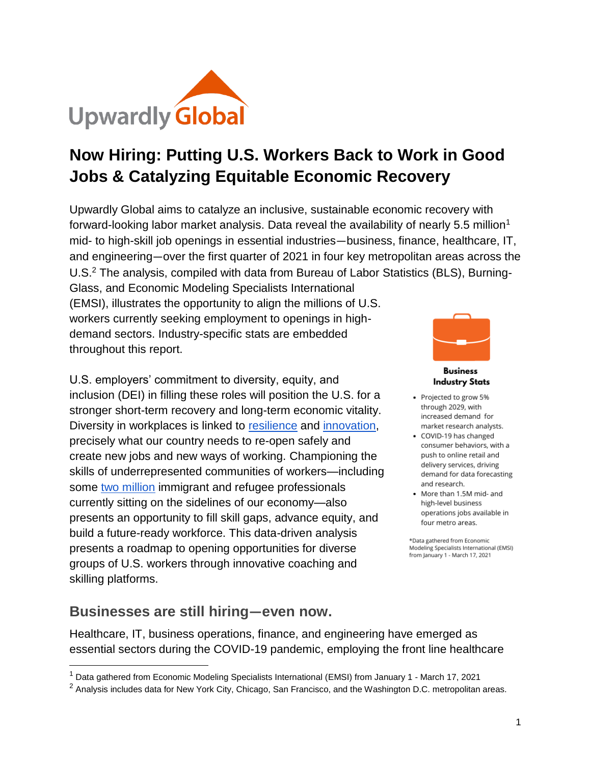# Now Hiring: Putting U.S. Workers Back to Work in Good Jobs & Catalyzing Equitable Economic Recovery

Upwardly Global aims to catalyze an inclusive, sustainable economic recovery with forward-looking labor market analysis. Data reveal the availability of nearly 5.5 million[1] mid- to high-skill job openings in essential industries—business, finance, healthcare, IT, and engineering—over the first quarter of 2021 in four key metropolitan areas across the U.S.[2] The analysis, compiled with data from Bureau of Labor Statistics (BLS), Burning-Glass, and Economic Modeling Specialists International (EMSI), illustrates the opportunity to align the millions of U.S. workers currently seeking employment to openings in high-demand sectors. Industry-specific stats are embedded throughout this report.

U.S. employers' commitment to diversity, equity, and inclusion (DEI) in filling these roles will position the U.S. for a stronger short-term recovery and long-term economic vitality. Diversity in workplaces is linked to resilience and innovation, precisely what our country needs to re-open safely and create new jobs and new ways of working. Championing the skills of underrepresented communities of workers—including some two million immigrant and refugee professionals currently sitting on the sidelines of our economy—also presents an opportunity to fill skill gaps, advance equity, and build a future-ready workforce. This data-driven analysis presents a roadmap to opening opportunities for diverse groups of U.S. workers through innovative coaching and skilling platforms.

**Business Industry Stats**

- Projected to grow 5% through 2029, with increased demand for market research analysts.
- COVID-19 has changed consumer behaviors, with a push to online retail and delivery services, driving demand for data forecasting and research.
- More than 1.5M mid- and high-level business operations jobs available in four metro areas.

*Data gathered from Economic Modeling Specialists International (EMSI) from January 1 - March 17, 2021

## Businesses are still hiring—even now.

Healthcare, IT, business operations, finance, and engineering have emerged as essential sectors during the COVID-19 pandemic, employing the front line healthcare

[1] Data gathered from Economic Modeling Specialists International (EMSI) from January 1 - March 17, 2021

[2] Analysis includes data for New York City, Chicago, San Francisco, and the Washington D.C. metropolitan areas.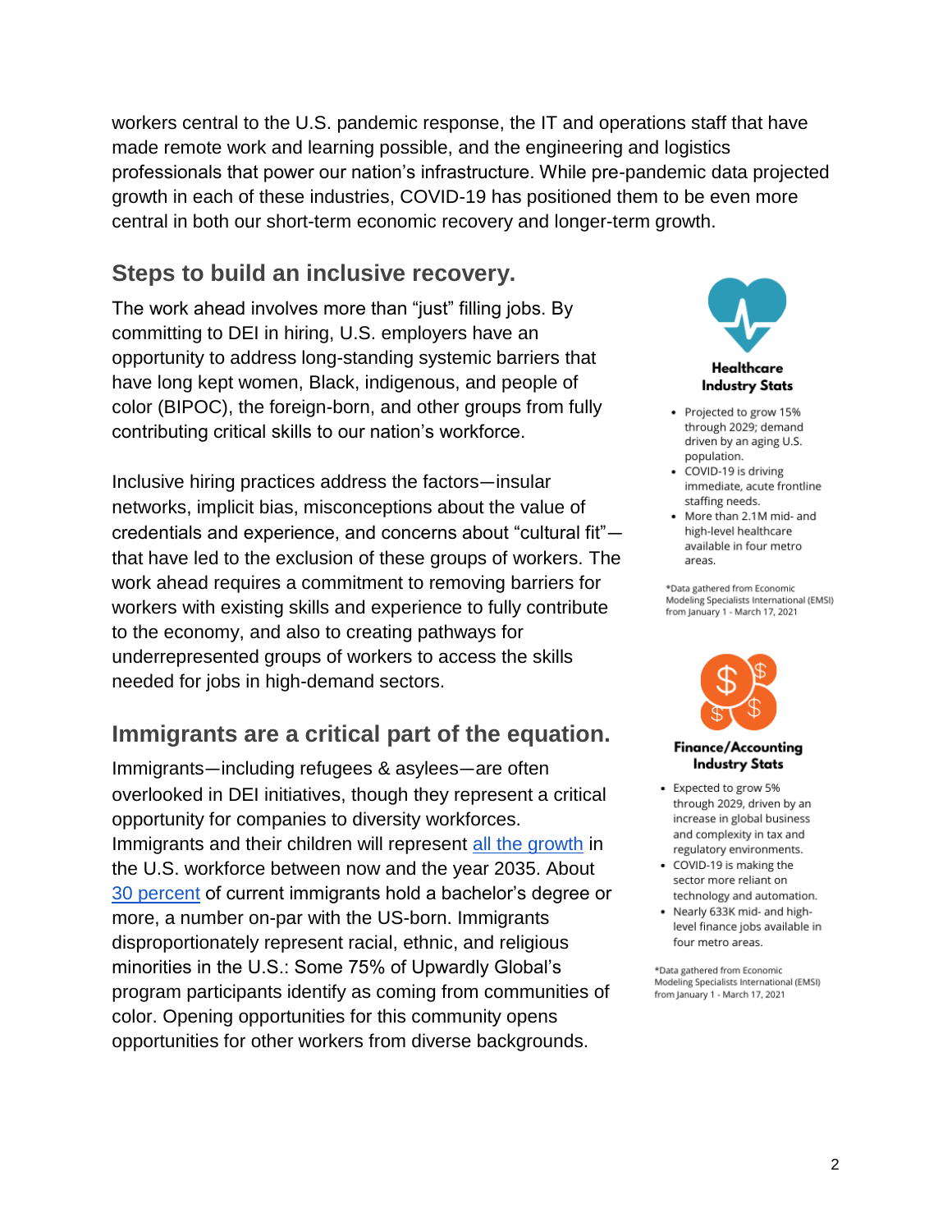workers central to the U.S. pandemic response, the IT and operations staff that have made remote work and learning possible, and the engineering and logistics professionals that power our nation's infrastructure. While pre-pandemic data projected growth in each of these industries, COVID-19 has positioned them to be even more central in both our short-term economic recovery and longer-term growth.

## Steps to build an inclusive recovery.

The work ahead involves more than "just" filling jobs. By committing to DEI in hiring, U.S. employers have an opportunity to address long-standing systemic barriers that have long kept women, Black, indigenous, and people of color (BIPOC), the foreign-born, and other groups from fully contributing critical skills to our nation's workforce.

Inclusive hiring practices address the factors—insular networks, implicit bias, misconceptions about the value of credentials and experience, and concerns about "cultural fit"—that have led to the exclusion of these groups of workers. The work ahead requires a commitment to removing barriers for workers with existing skills and experience to fully contribute to the economy, and also to creating pathways for underrepresented groups of workers to access the skills needed for jobs in high-demand sectors.

## Immigrants are a critical part of the equation.

Immigrants—including refugees & asylees—are often overlooked in DEI initiatives, though they represent a critical opportunity for companies to diversity workforces. Immigrants and their children will represent all the growth in the U.S. workforce between now and the year 2035. About 30 percent of current immigrants hold a bachelor's degree or more, a number on-par with the US-born. Immigrants disproportionately represent racial, ethnic, and religious minorities in the U.S.: Some 75% of Upwardly Global's program participants identify as coming from communities of color. Opening opportunities for this community opens opportunities for other workers from diverse backgrounds.

**Healthcare Industry Stats**

- Projected to grow 15% through 2029; demand driven by an aging U.S. population.
- COVID-19 is driving immediate, acute frontline staffing needs.
- More than 2.1M mid- and high-level healthcare available in four metro areas.

*Data gathered from Economic Modeling Specialists International (EMSI) from January 1 - March 17, 2021

**Finance/Accounting Industry Stats**

- Expected to grow 5% through 2029, driven by an increase in global business and complexity in tax and regulatory environments.
- COVID-19 is making the sector more reliant on technology and automation.
- Nearly 633K mid- and high-level finance jobs available in four metro areas.

*Data gathered from Economic Modeling Specialists International (EMSI) from January 1 - March 17, 2021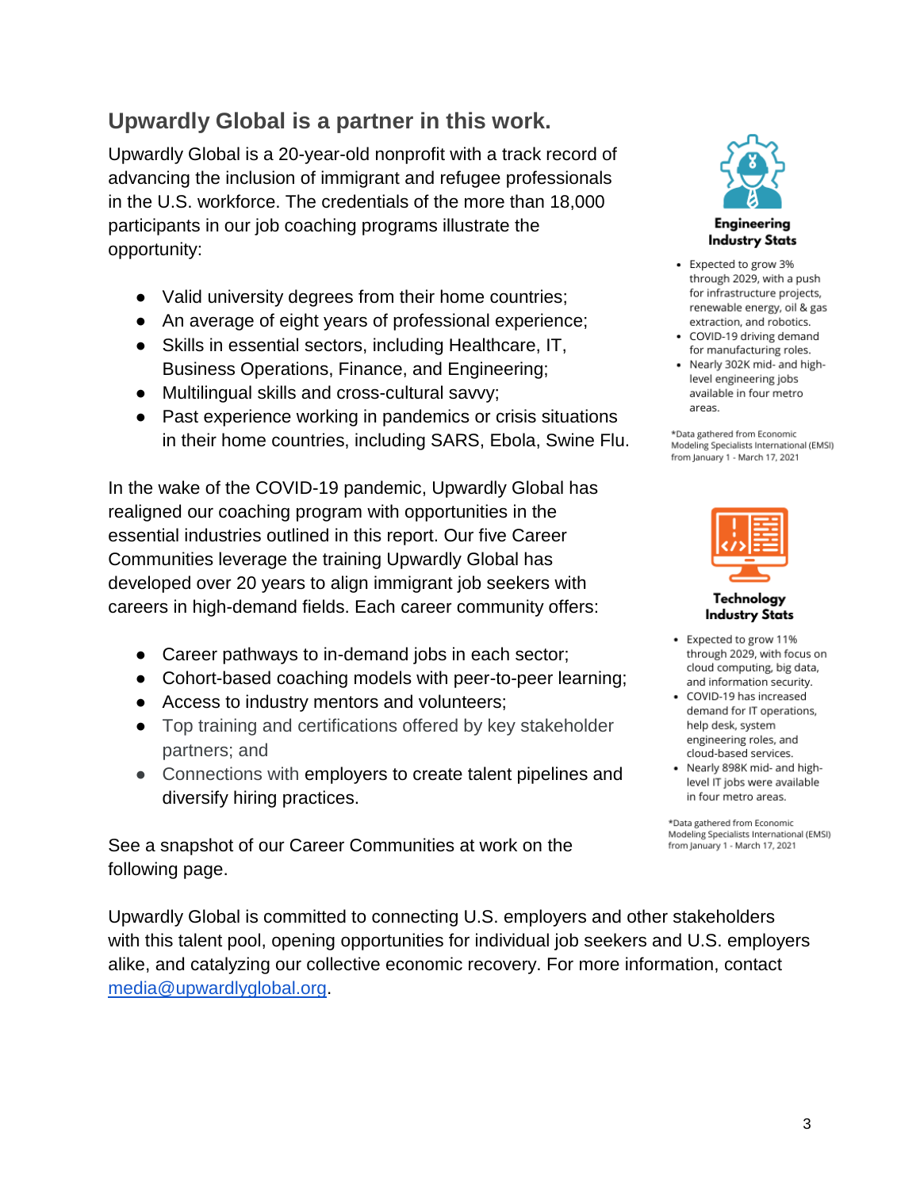## Upwardly Global is a partner in this work.

Upwardly Global is a 20-year-old nonprofit with a track record of advancing the inclusion of immigrant and refugee professionals in the U.S. workforce. The credentials of the more than 18,000 participants in our job coaching programs illustrate the opportunity:

- Valid university degrees from their home countries;
- An average of eight years of professional experience;
- Skills in essential sectors, including Healthcare, IT, Business Operations, Finance, and Engineering;
- Multilingual skills and cross-cultural savvy;
- Past experience working in pandemics or crisis situations in their home countries, including SARS, Ebola, Swine Flu.

In the wake of the COVID-19 pandemic, Upwardly Global has realigned our coaching program with opportunities in the essential industries outlined in this report. Our five Career Communities leverage the training Upwardly Global has developed over 20 years to align immigrant job seekers with careers in high-demand fields. Each career community offers:

- Career pathways to in-demand jobs in each sector;
- Cohort-based coaching models with peer-to-peer learning;
- Access to industry mentors and volunteers;
- Top training and certifications offered by key stakeholder partners; and
- Connections with employers to create talent pipelines and diversify hiring practices.

See a snapshot of our Career Communities at work on the following page.

**Engineering Industry Stats**

- Expected to grow 3% through 2029, with a push for infrastructure projects, renewable energy, oil & gas extraction, and robotics.
- COVID-19 driving demand for manufacturing roles.
- Nearly 302K mid- and high-level engineering jobs available in four metro areas.

*Data gathered from Economic Modeling Specialists International (EMSI) from January 1 - March 17, 2021

**Technology Industry Stats**

- Expected to grow 11% through 2029, with focus on cloud computing, big data, and information security.
- COVID-19 has increased demand for IT operations, help desk, system engineering roles, and cloud-based services.
- Nearly 898K mid- and high-level IT jobs were available in four metro areas.

*Data gathered from Economic Modeling Specialists International (EMSI) from January 1 - March 17, 2021

Upwardly Global is committed to connecting U.S. employers and other stakeholders with this talent pool, opening opportunities for individual job seekers and U.S. employers alike, and catalyzing our collective economic recovery. For more information, contact [media@upwardlyglobal.org](mailto:media@upwardlyglobal.org).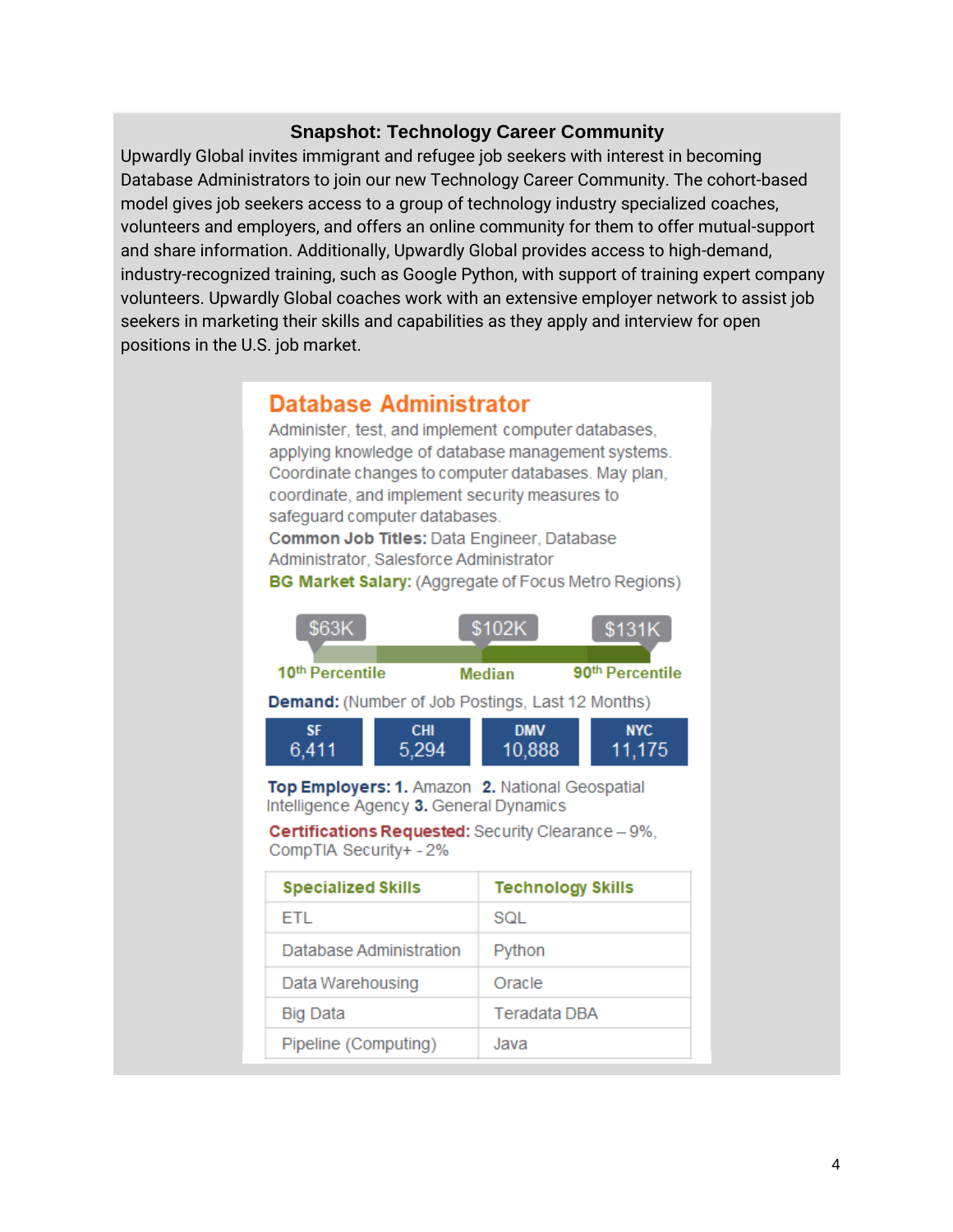## Snapshot: Technology Career Community

Upwardly Global invites immigrant and refugee job seekers with interest in becoming Database Administrators to join our new Technology Career Community. The cohort-based model gives job seekers access to a group of technology industry specialized coaches, volunteers and employers, and offers an online community for them to offer mutual-support and share information. Additionally, Upwardly Global provides access to high-demand, industry-recognized training, such as Google Python, with support of training expert company volunteers. Upwardly Global coaches work with an extensive employer network to assist job seekers in marketing their skills and capabilities as they apply and interview for open positions in the U.S. job market.

### Database Administrator

Administer, test, and implement computer databases, applying knowledge of database management systems. Coordinate changes to computer databases. May plan, coordinate, and implement security measures to safeguard computer databases.

**Common Job Titles:** Data Engineer, Database Administrator, Salesforce Administrator

**BG Market Salary:** (Aggregate of Focus Metro Regions)

$63K
$102K
$131K
10th Percentile
Median
90th Percentile

**Demand:** (Number of Job Postings, Last 12 Months)

| SF | CHI | DMV | NYC |
|---|---|---|---|
| 6,411 | 5,294 | 10,888 | 11,175 |

**Top Employers: 1.** Amazon **2.** National Geospatial Intelligence Agency **3.** General Dynamics

**Certifications Requested:** Security Clearance – 9%, CompTIA Security+ - 2%

| Specialized Skills | Technology Skills |
|---|---|
| ETL | SQL |
| Database Administration | Python |
| Data Warehousing | Oracle |
| Big Data | Teradata DBA |
| Pipeline (Computing) | Java |